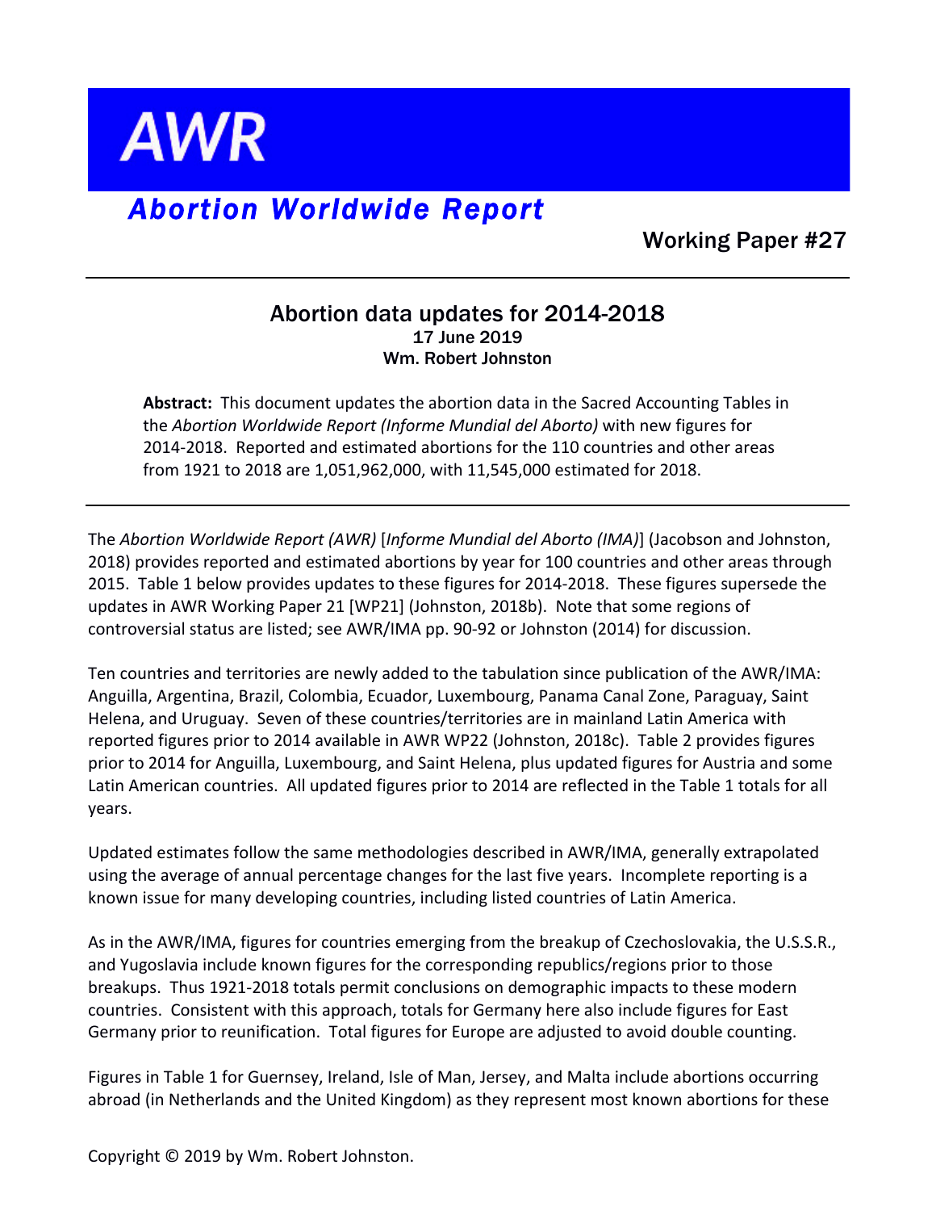# AWR

## *Abortion Worldwide Report*

Working Paper #27

---

### Abortion data updates for 2014-2018

**17 June 2019**

**Wm. Robert Johnston**

> **Abstract:** This document updates the abortion data in the Sacred Accounting Tables in the *Abortion Worldwide Report (Informe Mundial del Aborto)* with new figures for 2014-2018. Reported and estimated abortions for the 110 countries and other areas from 1921 to 2018 are 1,051,962,000, with 11,545,000 estimated for 2018.

---

The *Abortion Worldwide Report (AWR)* [*Informe Mundial del Aborto (IMA)*] (Jacobson and Johnston, 2018) provides reported and estimated abortions by year for 100 countries and other areas through 2015. Table 1 below provides updates to these figures for 2014-2018. These figures supersede the updates in AWR Working Paper 21 [WP21] (Johnston, 2018b). Note that some regions of controversial status are listed; see AWR/IMA pp. 90-92 or Johnston (2014) for discussion.

Ten countries and territories are newly added to the tabulation since publication of the AWR/IMA: Anguilla, Argentina, Brazil, Colombia, Ecuador, Luxembourg, Panama Canal Zone, Paraguay, Saint Helena, and Uruguay. Seven of these countries/territories are in mainland Latin America with reported figures prior to 2014 available in AWR WP22 (Johnston, 2018c). Table 2 provides figures prior to 2014 for Anguilla, Luxembourg, and Saint Helena, plus updated figures for Austria and some Latin American countries. All updated figures prior to 2014 are reflected in the Table 1 totals for all years.

Updated estimates follow the same methodologies described in AWR/IMA, generally extrapolated using the average of annual percentage changes for the last five years. Incomplete reporting is a known issue for many developing countries, including listed countries of Latin America.

As in the AWR/IMA, figures for countries emerging from the breakup of Czechoslovakia, the U.S.S.R., and Yugoslavia include known figures for the corresponding republics/regions prior to those breakups. Thus 1921-2018 totals permit conclusions on demographic impacts to these modern countries. Consistent with this approach, totals for Germany here also include figures for East Germany prior to reunification. Total figures for Europe are adjusted to avoid double counting.

Figures in Table 1 for Guernsey, Ireland, Isle of Man, Jersey, and Malta include abortions occurring abroad (in Netherlands and the United Kingdom) as they represent most known abortions for these

Copyright © 2019 by Wm. Robert Johnston.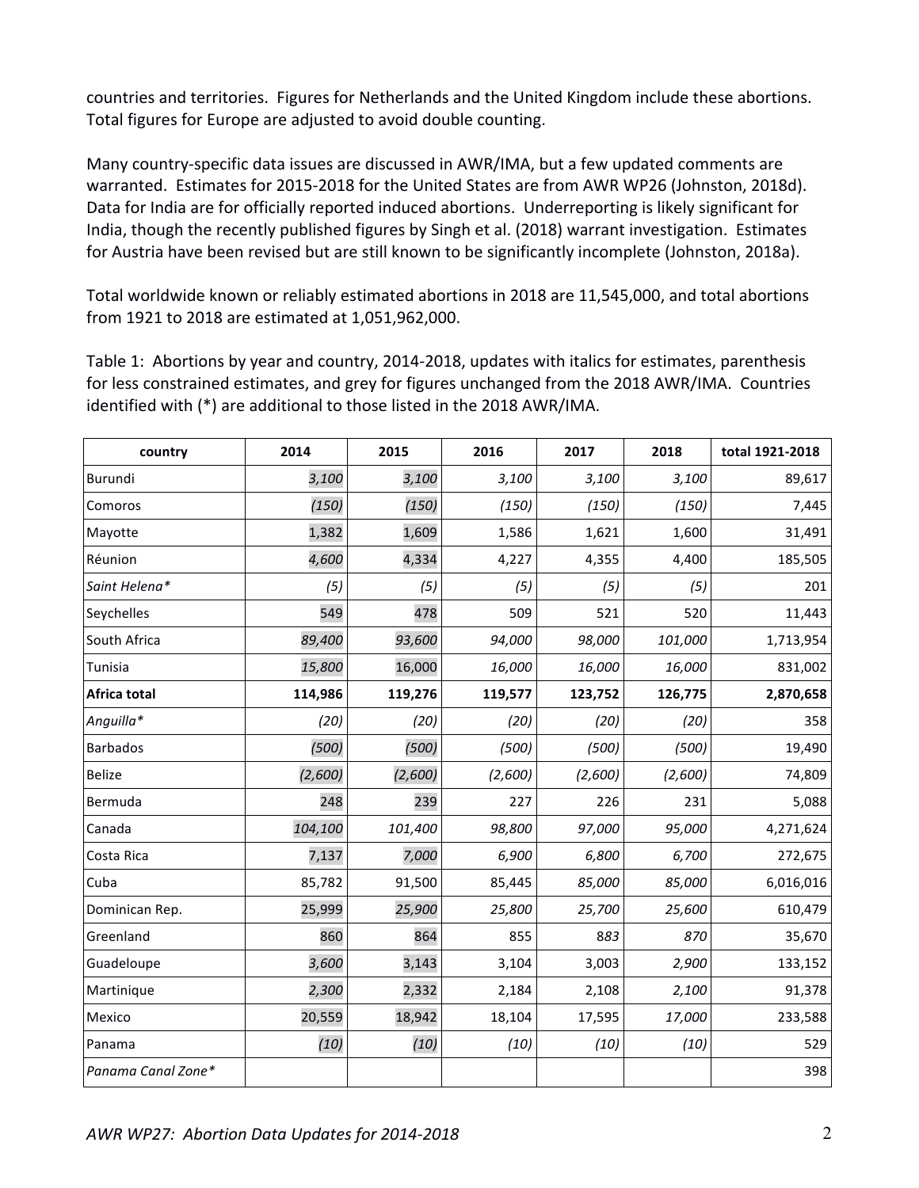countries and territories. Figures for Netherlands and the United Kingdom include these abortions. Total figures for Europe are adjusted to avoid double counting.

Many country-specific data issues are discussed in AWR/IMA, but a few updated comments are warranted. Estimates for 2015-2018 for the United States are from AWR WP26 (Johnston, 2018d). Data for India are for officially reported induced abortions. Underreporting is likely significant for India, though the recently published figures by Singh et al. (2018) warrant investigation. Estimates for Austria have been revised but are still known to be significantly incomplete (Johnston, 2018a).

Total worldwide known or reliably estimated abortions in 2018 are 11,545,000, and total abortions from 1921 to 2018 are estimated at 1,051,962,000.

Table 1: Abortions by year and country, 2014-2018, updates with italics for estimates, parenthesis for less constrained estimates, and grey for figures unchanged from the 2018 AWR/IMA. Countries identified with (*) are additional to those listed in the 2018 AWR/IMA.

| country | 2014 | 2015 | 2016 | 2017 | 2018 | total 1921-2018 |
|---|---|---|---|---|---|---|
| Burundi | *3,100* | *3,100* | *3,100* | *3,100* | *3,100* | 89,617 |
| Comoros | *(150)* | *(150)* | *(150)* | *(150)* | *(150)* | 7,445 |
| Mayotte | 1,382 | 1,609 | 1,586 | 1,621 | 1,600 | 31,491 |
| Réunion | *4,600* | 4,334 | 4,227 | 4,355 | 4,400 | 185,505 |
| *Saint Helena** | *(5)* | *(5)* | *(5)* | *(5)* | *(5)* | 201 |
| Seychelles | 549 | 478 | 509 | 521 | 520 | 11,443 |
| South Africa | *89,400* | *93,600* | *94,000* | *98,000* | *101,000* | 1,713,954 |
| Tunisia | *15,800* | 16,000 | *16,000* | *16,000* | *16,000* | 831,002 |
| **Africa total** | **114,986** | **119,276** | **119,577** | **123,752** | **126,775** | **2,870,658** |
| *Anguilla** | *(20)* | *(20)* | *(20)* | *(20)* | *(20)* | 358 |
| Barbados | *(500)* | *(500)* | *(500)* | *(500)* | *(500)* | 19,490 |
| Belize | *(2,600)* | *(2,600)* | *(2,600)* | *(2,600)* | *(2,600)* | 74,809 |
| Bermuda | 248 | 239 | 227 | 226 | 231 | 5,088 |
| Canada | *104,100* | *101,400* | *98,800* | *97,000* | *95,000* | 4,271,624 |
| Costa Rica | 7,137 | *7,000* | *6,900* | *6,800* | *6,700* | 272,675 |
| Cuba | 85,782 | 91,500 | 85,445 | *85,000* | *85,000* | 6,016,016 |
| Dominican Rep. | 25,999 | *25,900* | *25,800* | *25,700* | *25,600* | 610,479 |
| Greenland | 860 | 864 | 855 | *883* | *870* | 35,670 |
| Guadeloupe | *3,600* | 3,143 | 3,104 | 3,003 | *2,900* | 133,152 |
| Martinique | *2,300* | 2,332 | 2,184 | 2,108 | *2,100* | 91,378 |
| Mexico | 20,559 | 18,942 | 18,104 | 17,595 | *17,000* | 233,588 |
| Panama | *(10)* | *(10)* | *(10)* | *(10)* | *(10)* | 529 |
| *Panama Canal Zone** | | | | | | 398 |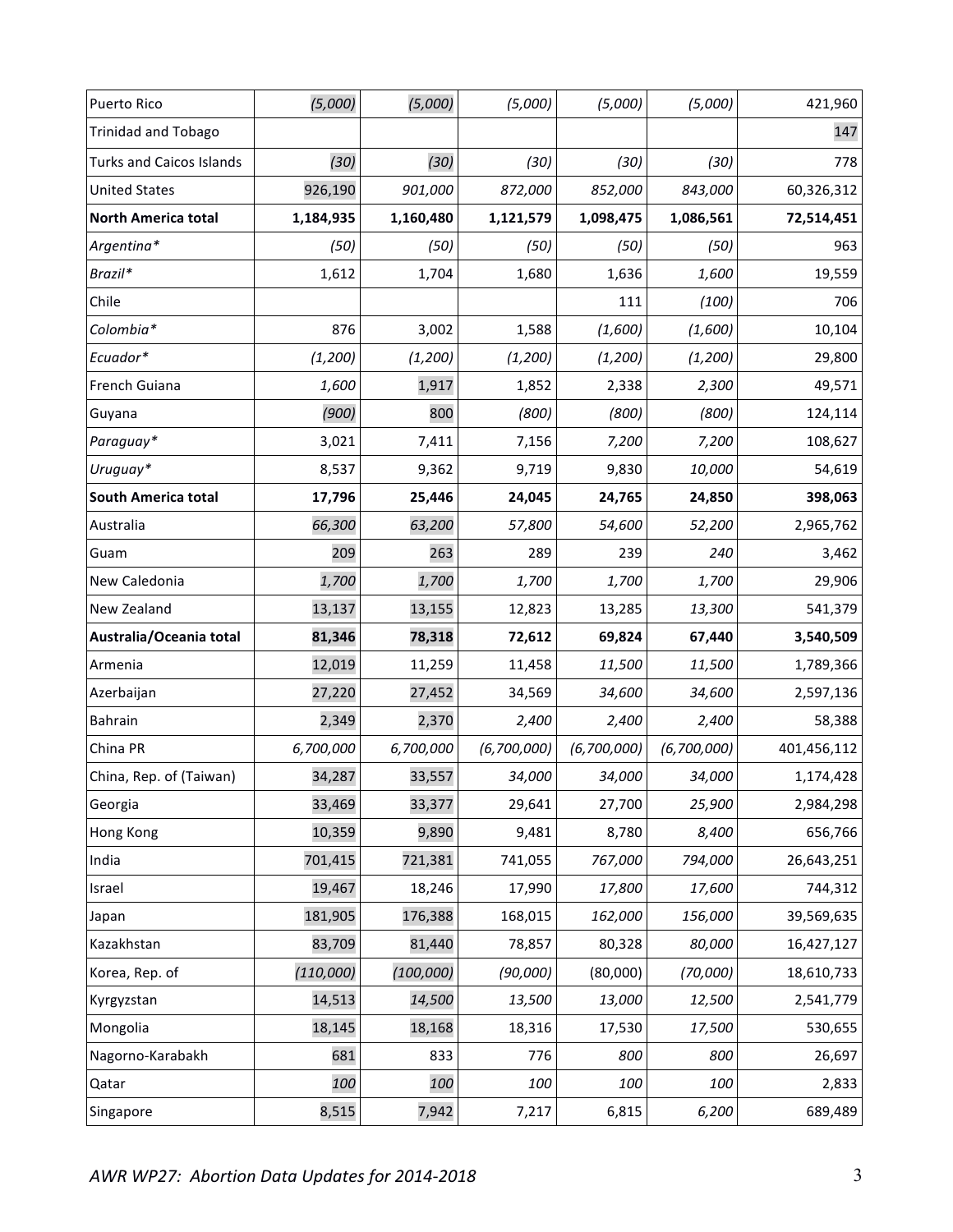| | | | | | | |
|---|---|---|---|---|---|---|
| Puerto Rico | *(5,000)* | *(5,000)* | *(5,000)* | *(5,000)* | *(5,000)* | 421,960 |
| Trinidad and Tobago | | | | | | 147 |
| Turks and Caicos Islands | *(30)* | *(30)* | *(30)* | *(30)* | *(30)* | 778 |
| United States | 926,190 | *901,000* | *872,000* | *852,000* | *843,000* | 60,326,312 |
| **North America total** | **1,184,935** | **1,160,480** | **1,121,579** | **1,098,475** | **1,086,561** | **72,514,451** |
| *Argentina** | *(50)* | *(50)* | *(50)* | *(50)* | *(50)* | 963 |
| *Brazil** | 1,612 | 1,704 | 1,680 | 1,636 | *1,600* | 19,559 |
| Chile | | | | 111 | *(100)* | 706 |
| *Colombia** | 876 | 3,002 | 1,588 | *(1,600)* | *(1,600)* | 10,104 |
| *Ecuador** | *(1,200)* | *(1,200)* | *(1,200)* | *(1,200)* | *(1,200)* | 29,800 |
| French Guiana | *1,600* | 1,917 | 1,852 | 2,338 | *2,300* | 49,571 |
| Guyana | *(900)* | 800 | *(800)* | *(800)* | *(800)* | 124,114 |
| *Paraguay** | 3,021 | 7,411 | 7,156 | *7,200* | *7,200* | 108,627 |
| *Uruguay** | 8,537 | 9,362 | 9,719 | 9,830 | *10,000* | 54,619 |
| **South America total** | **17,796** | **25,446** | **24,045** | **24,765** | **24,850** | **398,063** |
| Australia | *66,300* | *63,200* | *57,800* | *54,600* | *52,200* | 2,965,762 |
| Guam | 209 | 263 | 289 | 239 | *240* | 3,462 |
| New Caledonia | *1,700* | *1,700* | *1,700* | *1,700* | *1,700* | 29,906 |
| New Zealand | 13,137 | 13,155 | 12,823 | 13,285 | *13,300* | 541,379 |
| **Australia/Oceania total** | **81,346** | **78,318** | **72,612** | **69,824** | **67,440** | **3,540,509** |
| Armenia | 12,019 | 11,259 | 11,458 | *11,500* | *11,500* | 1,789,366 |
| Azerbaijan | 27,220 | 27,452 | 34,569 | *34,600* | *34,600* | 2,597,136 |
| Bahrain | 2,349 | 2,370 | *2,400* | *2,400* | *2,400* | 58,388 |
| China PR | *6,700,000* | *6,700,000* | *(6,700,000)* | *(6,700,000)* | *(6,700,000)* | 401,456,112 |
| China, Rep. of (Taiwan) | 34,287 | 33,557 | *34,000* | *34,000* | *34,000* | 1,174,428 |
| Georgia | 33,469 | 33,377 | 29,641 | 27,700 | *25,900* | 2,984,298 |
| Hong Kong | 10,359 | 9,890 | 9,481 | 8,780 | *8,400* | 656,766 |
| India | 701,415 | 721,381 | 741,055 | *767,000* | *794,000* | 26,643,251 |
| Israel | 19,467 | 18,246 | 17,990 | *17,800* | *17,600* | 744,312 |
| Japan | 181,905 | 176,388 | 168,015 | *162,000* | *156,000* | 39,569,635 |
| Kazakhstan | 83,709 | 81,440 | 78,857 | 80,328 | *80,000* | 16,427,127 |
| Korea, Rep. of | *(110,000)* | *(100,000)* | *(90,000)* | (80,000) | *(70,000)* | 18,610,733 |
| Kyrgyzstan | 14,513 | *14,500* | *13,500* | *13,000* | *12,500* | 2,541,779 |
| Mongolia | 18,145 | 18,168 | 18,316 | 17,530 | *17,500* | 530,655 |
| Nagorno-Karabakh | 681 | 833 | 776 | *800* | *800* | 26,697 |
| Qatar | *100* | *100* | *100* | *100* | *100* | 2,833 |
| Singapore | 8,515 | 7,942 | 7,217 | 6,815 | *6,200* | 689,489 |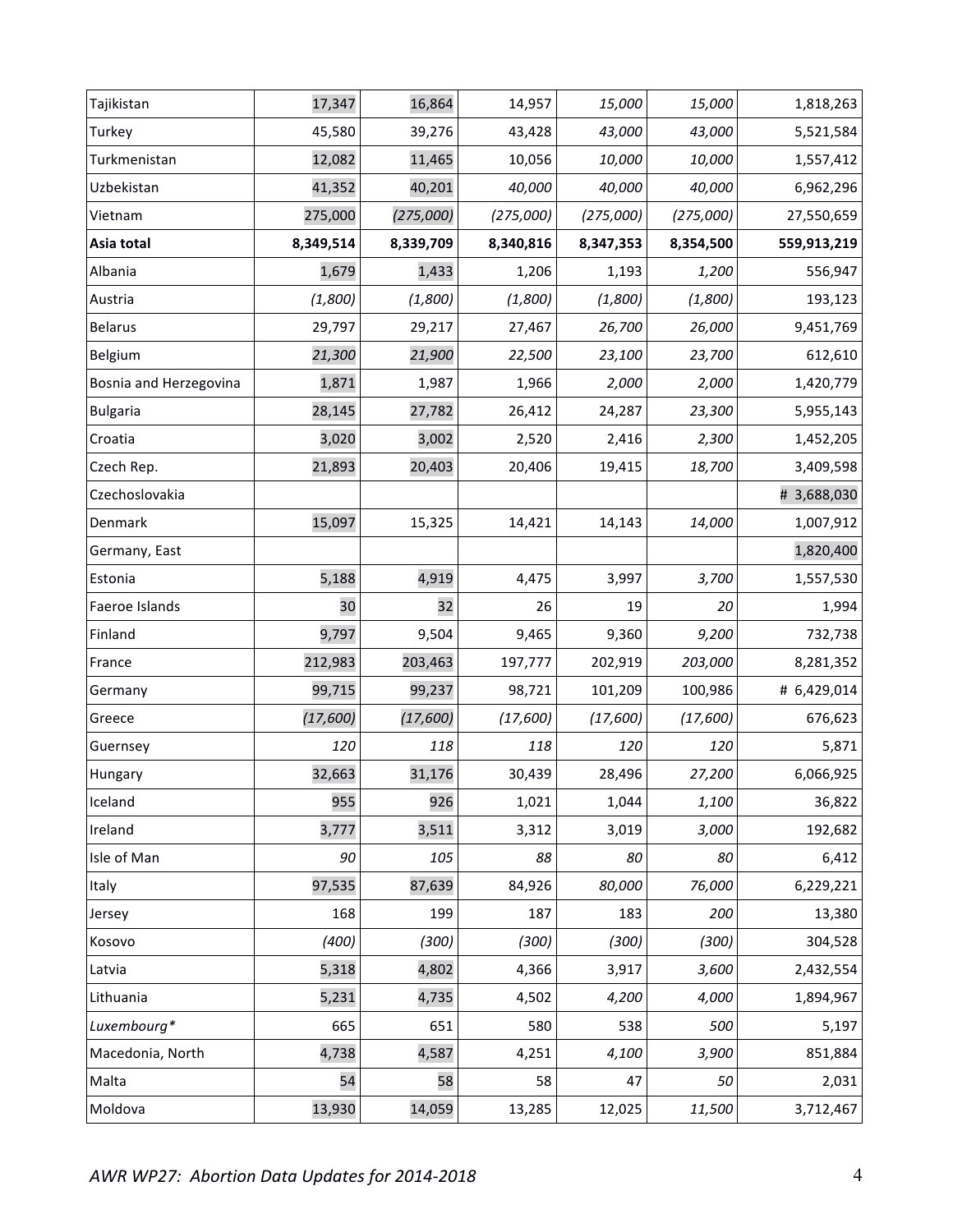| | | | | | | |
|---|---|---|---|---|---|---|
| Tajikistan | 17,347 | 16,864 | 14,957 | *15,000* | *15,000* | 1,818,263 |
| Turkey | 45,580 | 39,276 | 43,428 | *43,000* | *43,000* | 5,521,584 |
| Turkmenistan | 12,082 | 11,465 | 10,056 | *10,000* | *10,000* | 1,557,412 |
| Uzbekistan | 41,352 | 40,201 | *40,000* | *40,000* | *40,000* | 6,962,296 |
| Vietnam | 275,000 | *(275,000)* | *(275,000)* | *(275,000)* | *(275,000)* | 27,550,659 |
| **Asia total** | **8,349,514** | **8,339,709** | **8,340,816** | **8,347,353** | **8,354,500** | **559,913,219** |
| Albania | 1,679 | 1,433 | 1,206 | 1,193 | *1,200* | 556,947 |
| Austria | *(1,800)* | *(1,800)* | *(1,800)* | *(1,800)* | *(1,800)* | 193,123 |
| Belarus | 29,797 | 29,217 | 27,467 | *26,700* | *26,000* | 9,451,769 |
| Belgium | *21,300* | *21,900* | *22,500* | *23,100* | *23,700* | 612,610 |
| Bosnia and Herzegovina | 1,871 | 1,987 | 1,966 | *2,000* | *2,000* | 1,420,779 |
| Bulgaria | 28,145 | 27,782 | 26,412 | 24,287 | *23,300* | 5,955,143 |
| Croatia | 3,020 | 3,002 | 2,520 | 2,416 | *2,300* | 1,452,205 |
| Czech Rep. | 21,893 | 20,403 | 20,406 | 19,415 | *18,700* | 3,409,598 |
| Czechoslovakia | | | | | | # 3,688,030 |
| Denmark | 15,097 | 15,325 | 14,421 | 14,143 | *14,000* | 1,007,912 |
| Germany, East | | | | | | 1,820,400 |
| Estonia | 5,188 | 4,919 | 4,475 | 3,997 | *3,700* | 1,557,530 |
| Faeroe Islands | 30 | 32 | 26 | 19 | *20* | 1,994 |
| Finland | 9,797 | 9,504 | 9,465 | 9,360 | *9,200* | 732,738 |
| France | 212,983 | 203,463 | 197,777 | 202,919 | *203,000* | 8,281,352 |
| Germany | 99,715 | 99,237 | 98,721 | 101,209 | 100,986 | # 6,429,014 |
| Greece | *(17,600)* | *(17,600)* | *(17,600)* | *(17,600)* | *(17,600)* | 676,623 |
| Guernsey | *120* | *118* | *118* | *120* | *120* | 5,871 |
| Hungary | 32,663 | 31,176 | 30,439 | 28,496 | *27,200* | 6,066,925 |
| Iceland | 955 | 926 | 1,021 | 1,044 | *1,100* | 36,822 |
| Ireland | 3,777 | 3,511 | 3,312 | 3,019 | *3,000* | 192,682 |
| Isle of Man | *90* | *105* | *88* | *80* | *80* | 6,412 |
| Italy | 97,535 | 87,639 | 84,926 | *80,000* | *76,000* | 6,229,221 |
| Jersey | 168 | 199 | 187 | 183 | *200* | 13,380 |
| Kosovo | *(400)* | *(300)* | *(300)* | *(300)* | *(300)* | 304,528 |
| Latvia | 5,318 | 4,802 | 4,366 | 3,917 | *3,600* | 2,432,554 |
| Lithuania | 5,231 | 4,735 | 4,502 | *4,200* | *4,000* | 1,894,967 |
| *Luxembourg** | 665 | 651 | 580 | 538 | *500* | 5,197 |
| Macedonia, North | 4,738 | 4,587 | 4,251 | *4,100* | *3,900* | 851,884 |
| Malta | 54 | 58 | 58 | 47 | *50* | 2,031 |
| Moldova | 13,930 | 14,059 | 13,285 | 12,025 | *11,500* | 3,712,467 |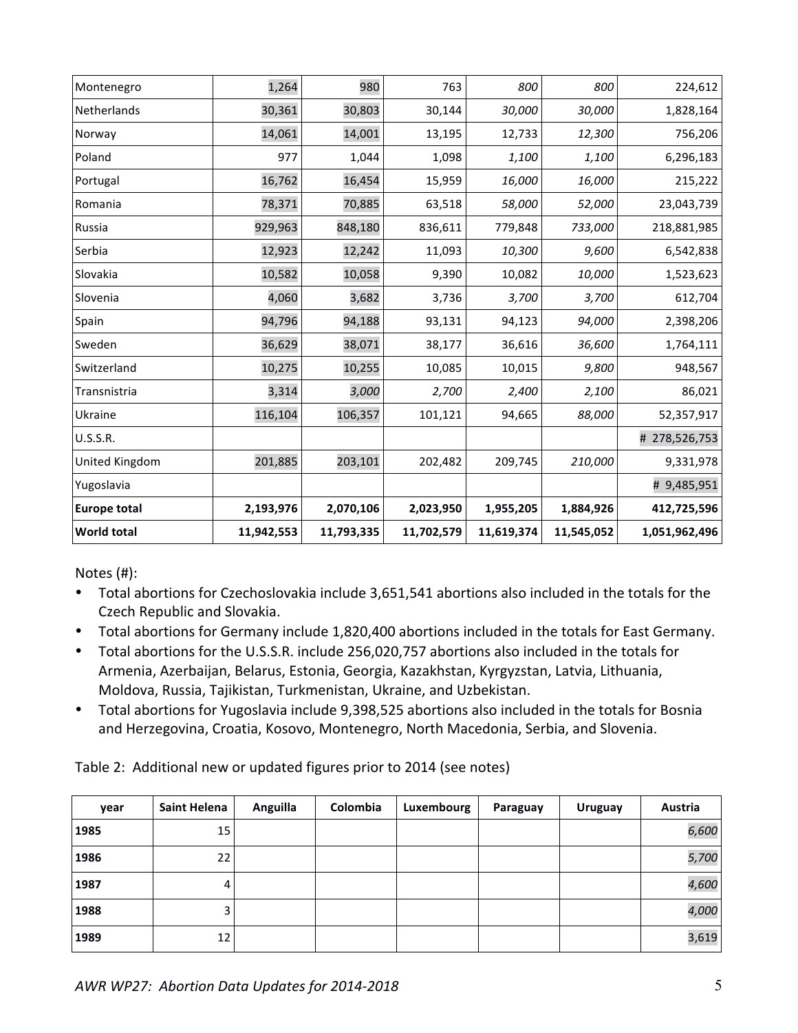| Montenegro | 1,264 | 980 | 763 | *800* | *800* | 224,612 |
|---|---|---|---|---|---|---|
| Netherlands | 30,361 | 30,803 | 30,144 | *30,000* | *30,000* | 1,828,164 |
| Norway | 14,061 | 14,001 | 13,195 | 12,733 | *12,300* | 756,206 |
| Poland | 977 | 1,044 | 1,098 | *1,100* | *1,100* | 6,296,183 |
| Portugal | 16,762 | 16,454 | 15,959 | *16,000* | *16,000* | 215,222 |
| Romania | 78,371 | 70,885 | 63,518 | *58,000* | *52,000* | 23,043,739 |
| Russia | 929,963 | 848,180 | 836,611 | 779,848 | *733,000* | 218,881,985 |
| Serbia | 12,923 | 12,242 | 11,093 | *10,300* | *9,600* | 6,542,838 |
| Slovakia | 10,582 | 10,058 | 9,390 | 10,082 | *10,000* | 1,523,623 |
| Slovenia | 4,060 | 3,682 | 3,736 | *3,700* | *3,700* | 612,704 |
| Spain | 94,796 | 94,188 | 93,131 | 94,123 | *94,000* | 2,398,206 |
| Sweden | 36,629 | 38,071 | 38,177 | 36,616 | *36,600* | 1,764,111 |
| Switzerland | 10,275 | 10,255 | 10,085 | 10,015 | *9,800* | 948,567 |
| Transnistria | 3,314 | *3,000* | *2,700* | *2,400* | *2,100* | 86,021 |
| Ukraine | 116,104 | 106,357 | 101,121 | 94,665 | *88,000* | 52,357,917 |
| U.S.S.R. | | | | | | # 278,526,753 |
| United Kingdom | 201,885 | 203,101 | 202,482 | 209,745 | *210,000* | 9,331,978 |
| Yugoslavia | | | | | | # 9,485,951 |
| **Europe total** | **2,193,976** | **2,070,106** | **2,023,950** | **1,955,205** | **1,884,926** | **412,725,596** |
| **World total** | **11,942,553** | **11,793,335** | **11,702,579** | **11,619,374** | **11,545,052** | **1,051,962,496** |

Notes (#):

- Total abortions for Czechoslovakia include 3,651,541 abortions also included in the totals for the Czech Republic and Slovakia.
- Total abortions for Germany include 1,820,400 abortions included in the totals for East Germany.
- Total abortions for the U.S.S.R. include 256,020,757 abortions also included in the totals for Armenia, Azerbaijan, Belarus, Estonia, Georgia, Kazakhstan, Kyrgyzstan, Latvia, Lithuania, Moldova, Russia, Tajikistan, Turkmenistan, Ukraine, and Uzbekistan.
- Total abortions for Yugoslavia include 9,398,525 abortions also included in the totals for Bosnia and Herzegovina, Croatia, Kosovo, Montenegro, North Macedonia, Serbia, and Slovenia.

Table 2: Additional new or updated figures prior to 2014 (see notes)

| year | Saint Helena | Anguilla | Colombia | Luxembourg | Paraguay | Uruguay | Austria |
|---|---|---|---|---|---|---|---|
| **1985** | 15 | | | | | | *6,600* |
| **1986** | 22 | | | | | | *5,700* |
| **1987** | 4 | | | | | | *4,600* |
| **1988** | 3 | | | | | | *4,000* |
| **1989** | 12 | | | | | | 3,619 |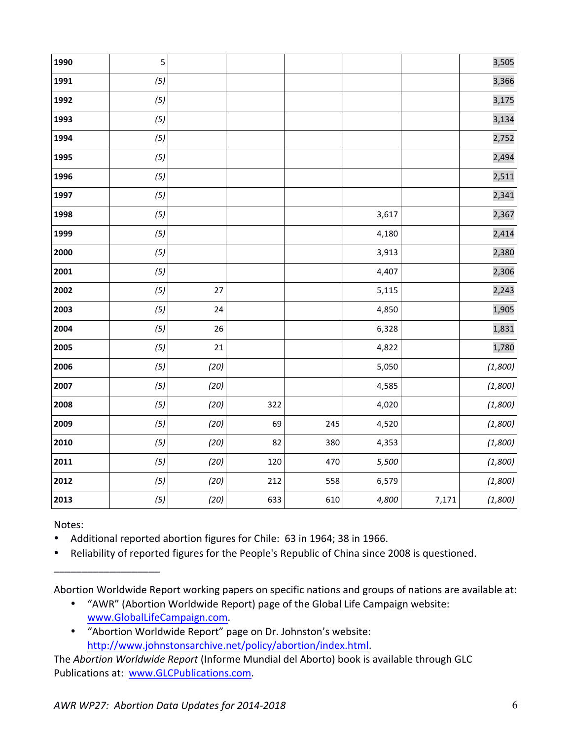| | | | | | | | |
|---|---|---|---|---|---|---|---|
| **1990** | 5 | | | | | | 3,505 |
| **1991** | *(5)* | | | | | | 3,366 |
| **1992** | *(5)* | | | | | | 3,175 |
| **1993** | *(5)* | | | | | | 3,134 |
| **1994** | *(5)* | | | | | | 2,752 |
| **1995** | *(5)* | | | | | | 2,494 |
| **1996** | *(5)* | | | | | | 2,511 |
| **1997** | *(5)* | | | | | | 2,341 |
| **1998** | *(5)* | | | | 3,617 | | 2,367 |
| **1999** | *(5)* | | | | 4,180 | | 2,414 |
| **2000** | *(5)* | | | | 3,913 | | 2,380 |
| **2001** | *(5)* | | | | 4,407 | | 2,306 |
| **2002** | *(5)* | 27 | | | 5,115 | | 2,243 |
| **2003** | *(5)* | 24 | | | 4,850 | | 1,905 |
| **2004** | *(5)* | 26 | | | 6,328 | | 1,831 |
| **2005** | *(5)* | 21 | | | 4,822 | | 1,780 |
| **2006** | *(5)* | *(20)* | | | 5,050 | | *(1,800)* |
| **2007** | *(5)* | *(20)* | | | 4,585 | | *(1,800)* |
| **2008** | *(5)* | *(20)* | 322 | | 4,020 | | *(1,800)* |
| **2009** | *(5)* | *(20)* | 69 | 245 | 4,520 | | *(1,800)* |
| **2010** | *(5)* | *(20)* | 82 | 380 | 4,353 | | *(1,800)* |
| **2011** | *(5)* | *(20)* | 120 | 470 | *5,500* | | *(1,800)* |
| **2012** | *(5)* | *(20)* | 212 | 558 | 6,579 | | *(1,800)* |
| **2013** | *(5)* | *(20)* | 633 | 610 | *4,800* | 7,171 | *(1,800)* |

Notes:

- Additional reported abortion figures for Chile: 63 in 1964; 38 in 1966.
- Reliability of reported figures for the People's Republic of China since 2008 is questioned.

___________________

Abortion Worldwide Report working papers on specific nations and groups of nations are available at:

- "AWR" (Abortion Worldwide Report) page of the Global Life Campaign website: www.GlobalLifeCampaign.com.
- "Abortion Worldwide Report" page on Dr. Johnston's website: http://www.johnstonsarchive.net/policy/abortion/index.html.

The *Abortion Worldwide Report* (Informe Mundial del Aborto) book is available through GLC Publications at: www.GLCPublications.com.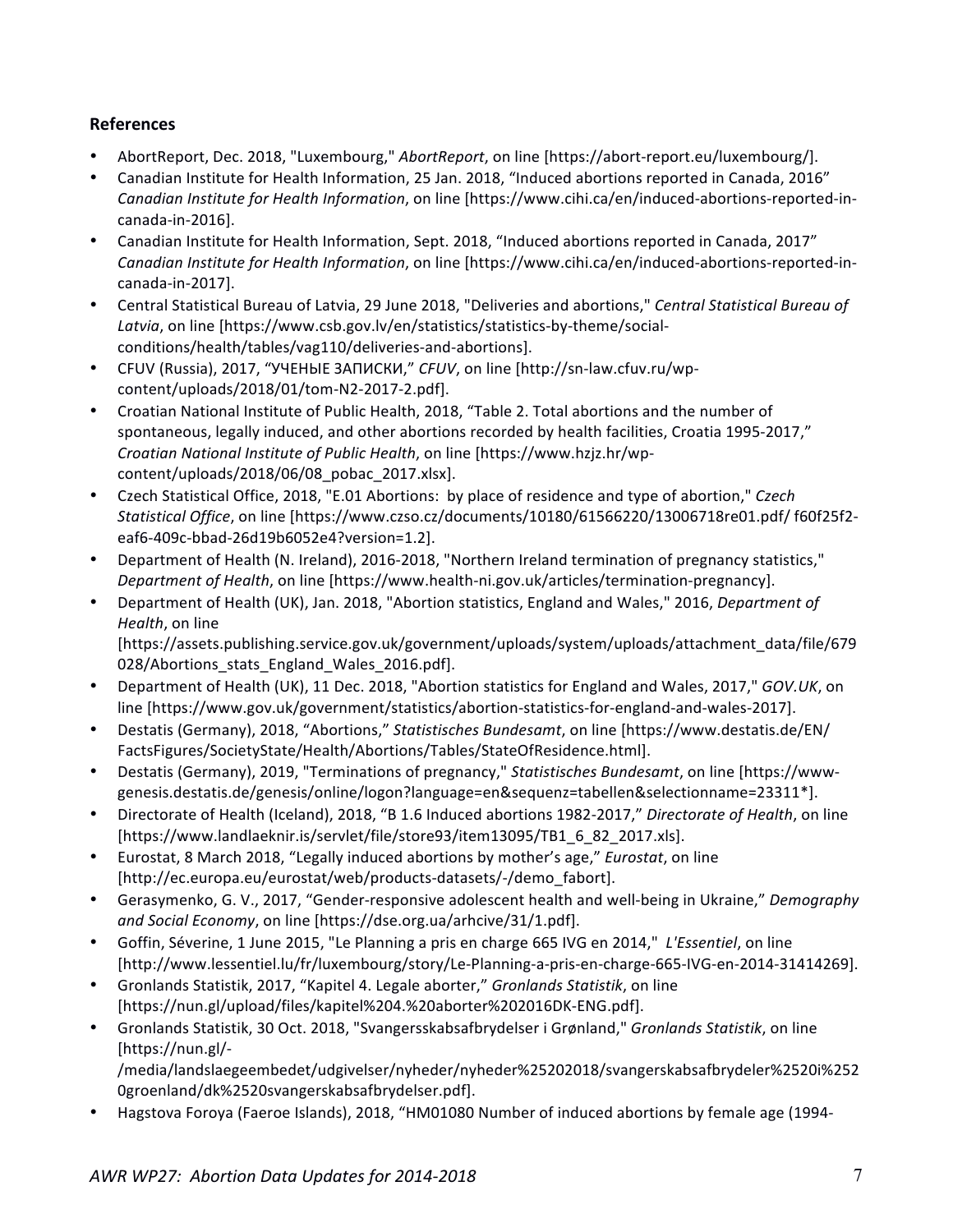### References

- AbortReport, Dec. 2018, "Luxembourg," *AbortReport*, on line [https://abort-report.eu/luxembourg/].
- Canadian Institute for Health Information, 25 Jan. 2018, "Induced abortions reported in Canada, 2016" *Canadian Institute for Health Information*, on line [https://www.cihi.ca/en/induced-abortions-reported-in-canada-in-2016].
- Canadian Institute for Health Information, Sept. 2018, "Induced abortions reported in Canada, 2017" *Canadian Institute for Health Information*, on line [https://www.cihi.ca/en/induced-abortions-reported-in-canada-in-2017].
- Central Statistical Bureau of Latvia, 29 June 2018, "Deliveries and abortions," *Central Statistical Bureau of Latvia*, on line [https://www.csb.gov.lv/en/statistics/statistics-by-theme/social-conditions/health/tables/vag110/deliveries-and-abortions].
- CFUV (Russia), 2017, "УЧЕНЫЕ ЗАПИСКИ," *CFUV*, on line [http://sn-law.cfuv.ru/wp-content/uploads/2018/01/tom-N2-2017-2.pdf].
- Croatian National Institute of Public Health, 2018, "Table 2. Total abortions and the number of spontaneous, legally induced, and other abortions recorded by health facilities, Croatia 1995-2017," *Croatian National Institute of Public Health*, on line [https://www.hzjz.hr/wp-content/uploads/2018/06/08_pobac_2017.xlsx].
- Czech Statistical Office, 2018, "E.01 Abortions: by place of residence and type of abortion," *Czech Statistical Office*, on line [https://www.czso.cz/documents/10180/61566220/13006718re01.pdf/ f60f25f2-eaf6-409c-bbad-26d19b6052e4?version=1.2].
- Department of Health (N. Ireland), 2016-2018, "Northern Ireland termination of pregnancy statistics," *Department of Health*, on line [https://www.health-ni.gov.uk/articles/termination-pregnancy].
- Department of Health (UK), Jan. 2018, "Abortion statistics, England and Wales," 2016, *Department of Health*, on line [https://assets.publishing.service.gov.uk/government/uploads/system/uploads/attachment_data/file/679028/Abortions_stats_England_Wales_2016.pdf].
- Department of Health (UK), 11 Dec. 2018, "Abortion statistics for England and Wales, 2017," *GOV.UK*, on line [https://www.gov.uk/government/statistics/abortion-statistics-for-england-and-wales-2017].
- Destatis (Germany), 2018, "Abortions," *Statistisches Bundesamt*, on line [https://www.destatis.de/EN/FactsFigures/SocietyState/Health/Abortions/Tables/StateOfResidence.html].
- Destatis (Germany), 2019, "Terminations of pregnancy," *Statistisches Bundesamt*, on line [https://www-genesis.destatis.de/genesis/online/logon?language=en&sequenz=tabellen&selectionname=23311*].
- Directorate of Health (Iceland), 2018, "B 1.6 Induced abortions 1982-2017," *Directorate of Health*, on line [https://www.landlaeknir.is/servlet/file/store93/item13095/TB1_6_82_2017.xls].
- Eurostat, 8 March 2018, "Legally induced abortions by mother's age," *Eurostat*, on line [http://ec.europa.eu/eurostat/web/products-datasets/-/demo_fabort].
- Gerasymenko, G. V., 2017, "Gender-responsive adolescent health and well-being in Ukraine," *Demography and Social Economy*, on line [https://dse.org.ua/arhcive/31/1.pdf].
- Goffin, Séverine, 1 June 2015, "Le Planning a pris en charge 665 IVG en 2014," *L'Essentiel*, on line [http://www.lessentiel.lu/fr/luxembourg/story/Le-Planning-a-pris-en-charge-665-IVG-en-2014-31414269].
- Gronlands Statistik, 2017, "Kapitel 4. Legale aborter," *Gronlands Statistik*, on line [https://nun.gl/upload/files/kapitel%204.%20aborter%202016DK-ENG.pdf].
- Gronlands Statistik, 30 Oct. 2018, "Svangersskabsafbrydelser i Grønland," *Gronlands Statistik*, on line [https://nun.gl/-/media/landslaegeembedet/udgivelser/nyheder/nyheder%25202018/svangerskabsafbrydeler%2520i%2520groenland/dk%2520svangerskabsafbrydelser.pdf].
- Hagstova Foroya (Faeroe Islands), 2018, "HM01080 Number of induced abortions by female age (1994-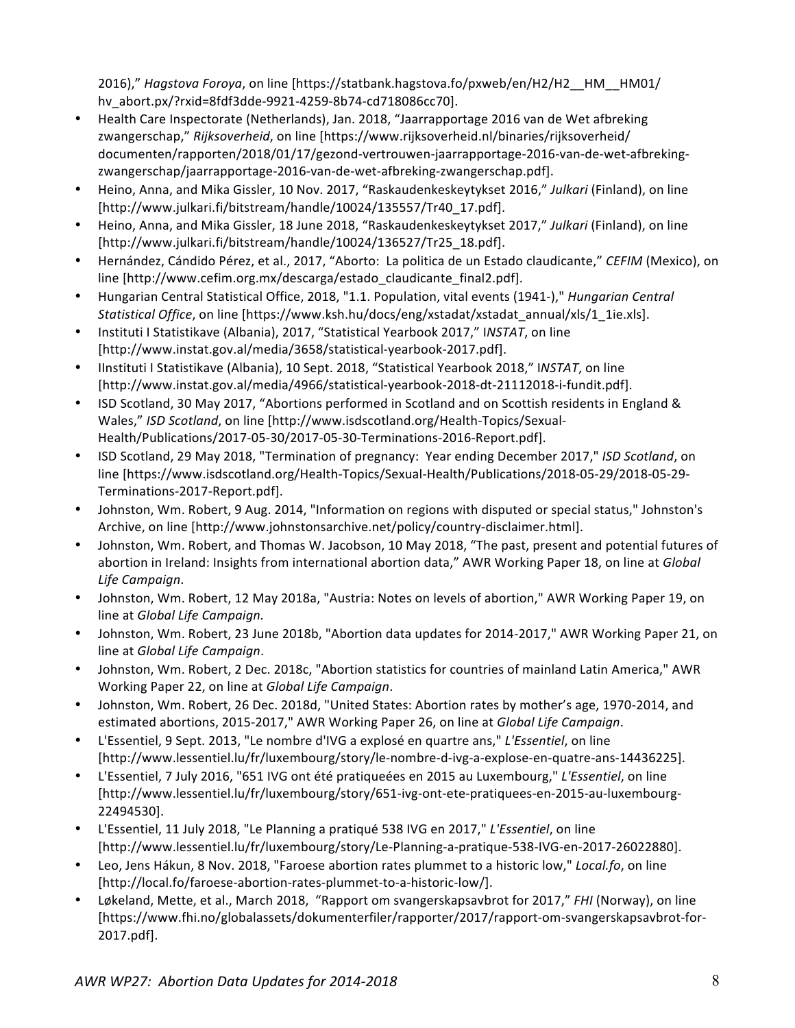2016)," *Hagstova Foroya*, on line [https://statbank.hagstova.fo/pxweb/en/H2/H2__HM__HM01/hv_abort.px/?rxid=8fdf3dde-9921-4259-8b74-cd718086cc70].

- Health Care Inspectorate (Netherlands), Jan. 2018, "Jaarrapportage 2016 van de Wet afbreking zwangerschap," *Rijksoverheid*, on line [https://www.rijksoverheid.nl/binaries/rijksoverheid/documenten/rapporten/2018/01/17/gezond-vertrouwen-jaarrapportage-2016-van-de-wet-afbreking-zwangerschap/jaarrapportage-2016-van-de-wet-afbreking-zwangerschap.pdf].
- Heino, Anna, and Mika Gissler, 10 Nov. 2017, "Raskaudenkeskeytykset 2016," *Julkari* (Finland), on line [http://www.julkari.fi/bitstream/handle/10024/135557/Tr40_17.pdf].
- Heino, Anna, and Mika Gissler, 18 June 2018, "Raskaudenkeskeytykset 2017," *Julkari* (Finland), on line [http://www.julkari.fi/bitstream/handle/10024/136527/Tr25_18.pdf].
- Hernández, Cándido Pérez, et al., 2017, "Aborto: La politica de un Estado claudicante," *CEFIM* (Mexico), on line [http://www.cefim.org.mx/descarga/estado_claudicante_final2.pdf].
- Hungarian Central Statistical Office, 2018, "1.1. Population, vital events (1941-)," *Hungarian Central Statistical Office*, on line [https://www.ksh.hu/docs/eng/xstadat/xstadat_annual/xls/1_1ie.xls].
- Instituti I Statistikave (Albania), 2017, "Statistical Yearbook 2017," I*NSTAT*, on line [http://www.instat.gov.al/media/3658/statistical-yearbook-2017.pdf].
- IInstituti I Statistikave (Albania), 10 Sept. 2018, "Statistical Yearbook 2018," I*NSTAT*, on line [http://www.instat.gov.al/media/4966/statistical-yearbook-2018-dt-21112018-i-fundit.pdf].
- ISD Scotland, 30 May 2017, "Abortions performed in Scotland and on Scottish residents in England & Wales," *ISD Scotland*, on line [http://www.isdscotland.org/Health-Topics/Sexual-Health/Publications/2017-05-30/2017-05-30-Terminations-2016-Report.pdf].
- ISD Scotland, 29 May 2018, "Termination of pregnancy: Year ending December 2017," *ISD Scotland*, on line [https://www.isdscotland.org/Health-Topics/Sexual-Health/Publications/2018-05-29/2018-05-29-Terminations-2017-Report.pdf].
- Johnston, Wm. Robert, 9 Aug. 2014, "Information on regions with disputed or special status," Johnston's Archive, on line [http://www.johnstonsarchive.net/policy/country-disclaimer.html].
- Johnston, Wm. Robert, and Thomas W. Jacobson, 10 May 2018, "The past, present and potential futures of abortion in Ireland: Insights from international abortion data," AWR Working Paper 18, on line at *Global Life Campaign*.
- Johnston, Wm. Robert, 12 May 2018a, "Austria: Notes on levels of abortion," AWR Working Paper 19, on line at *Global Life Campaign.*
- Johnston, Wm. Robert, 23 June 2018b, "Abortion data updates for 2014-2017," AWR Working Paper 21, on line at *Global Life Campaign*.
- Johnston, Wm. Robert, 2 Dec. 2018c, "Abortion statistics for countries of mainland Latin America," AWR Working Paper 22, on line at *Global Life Campaign*.
- Johnston, Wm. Robert, 26 Dec. 2018d, "United States: Abortion rates by mother's age, 1970-2014, and estimated abortions, 2015-2017," AWR Working Paper 26, on line at *Global Life Campaign*.
- L'Essentiel, 9 Sept. 2013, "Le nombre d'IVG a explosé en quartre ans," *L'Essentiel*, on line [http://www.lessentiel.lu/fr/luxembourg/story/le-nombre-d-ivg-a-explose-en-quatre-ans-14436225].
- L'Essentiel, 7 July 2016, "651 IVG ont été pratiqueées en 2015 au Luxembourg," *L'Essentiel*, on line [http://www.lessentiel.lu/fr/luxembourg/story/651-ivg-ont-ete-pratiquees-en-2015-au-luxembourg-22494530].
- L'Essentiel, 11 July 2018, "Le Planning a pratiqué 538 IVG en 2017," *L'Essentiel*, on line [http://www.lessentiel.lu/fr/luxembourg/story/Le-Planning-a-pratique-538-IVG-en-2017-26022880].
- Leo, Jens Hákun, 8 Nov. 2018, "Faroese abortion rates plummet to a historic low," *Local.fo*, on line [http://local.fo/faroese-abortion-rates-plummet-to-a-historic-low/].
- Løkeland, Mette, et al., March 2018, "Rapport om svangerskapsavbrot for 2017," *FHI* (Norway), on line [https://www.fhi.no/globalassets/dokumenterfiler/rapporter/2017/rapport-om-svangerskapsavbrot-for-2017.pdf].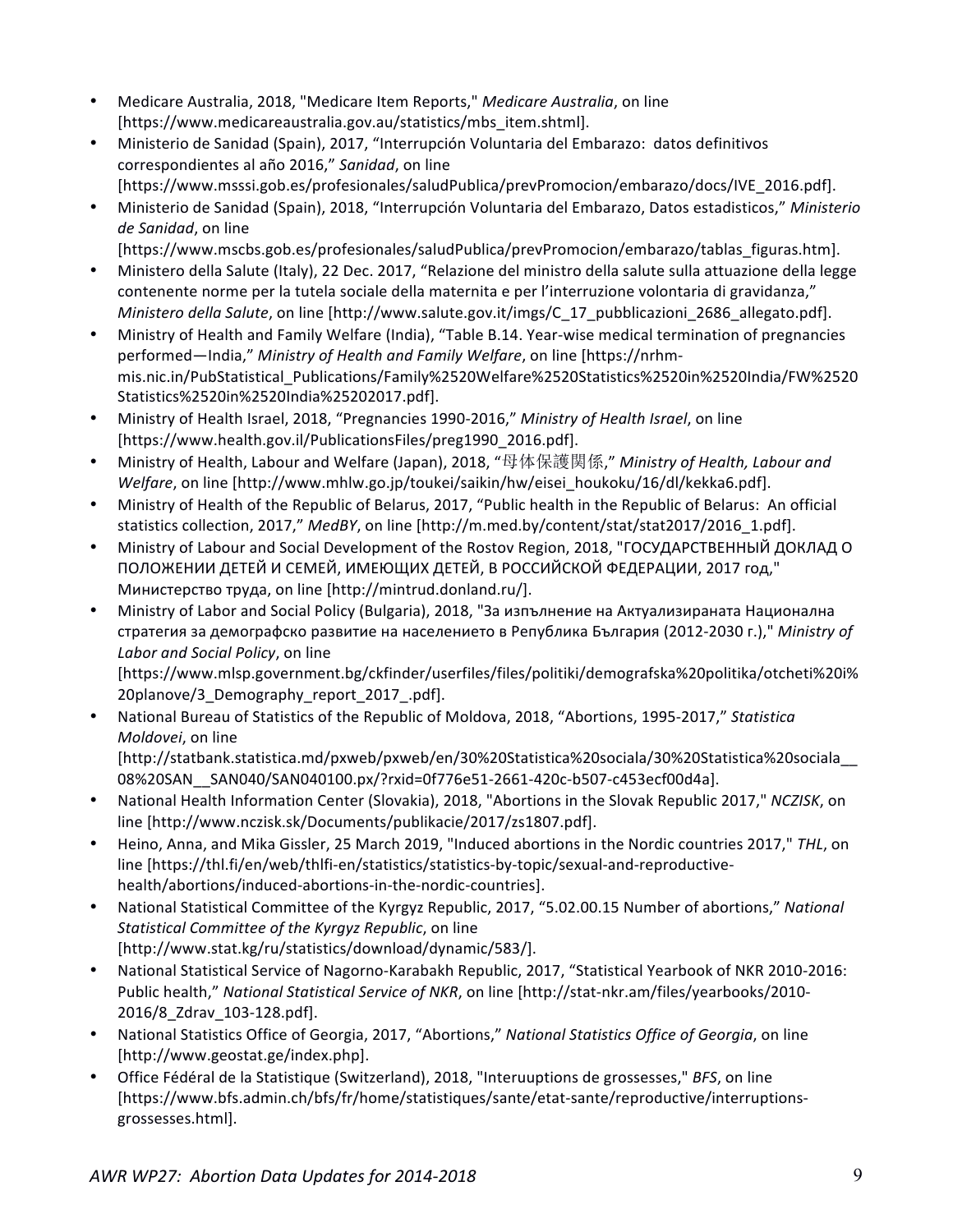- Medicare Australia, 2018, "Medicare Item Reports," *Medicare Australia*, on line [https://www.medicareaustralia.gov.au/statistics/mbs_item.shtml].
- Ministerio de Sanidad (Spain), 2017, "Interrupción Voluntaria del Embarazo: datos definitivos correspondientes al año 2016," *Sanidad*, on line [https://www.msssi.gob.es/profesionales/saludPublica/prevPromocion/embarazo/docs/IVE_2016.pdf].
- Ministerio de Sanidad (Spain), 2018, "Interrupción Voluntaria del Embarazo, Datos estadisticos," *Ministerio de Sanidad*, on line [https://www.mscbs.gob.es/profesionales/saludPublica/prevPromocion/embarazo/tablas_figuras.htm].
- Ministero della Salute (Italy), 22 Dec. 2017, "Relazione del ministro della salute sulla attuazione della legge contenente norme per la tutela sociale della maternita e per l'interruzione volontaria di gravidanza," *Ministero della Salute*, on line [http://www.salute.gov.it/imgs/C_17_pubblicazioni_2686_allegato.pdf].
- Ministry of Health and Family Welfare (India), "Table B.14. Year-wise medical termination of pregnancies performed—India," *Ministry of Health and Family Welfare*, on line [https://nrhm-mis.nic.in/PubStatistical_Publications/Family%2520Welfare%2520Statistics%2520in%2520India/FW%2520Statistics%2520in%2520India%25202017.pdf].
- Ministry of Health Israel, 2018, "Pregnancies 1990-2016," *Ministry of Health Israel*, on line [https://www.health.gov.il/PublicationsFiles/preg1990_2016.pdf].
- Ministry of Health, Labour and Welfare (Japan), 2018, "母体保護関係," *Ministry of Health, Labour and Welfare*, on line [http://www.mhlw.go.jp/toukei/saikin/hw/eisei_houkoku/16/dl/kekka6.pdf].
- Ministry of Health of the Republic of Belarus, 2017, "Public health in the Republic of Belarus: An official statistics collection, 2017," *MedBY*, on line [http://m.med.by/content/stat/stat2017/2016_1.pdf].
- Ministry of Labour and Social Development of the Rostov Region, 2018, "ГОСУДАРСТВЕННЫЙ ДОКЛАД О ПОЛОЖЕНИИ ДЕТЕЙ И СЕМЕЙ, ИМЕЮЩИХ ДЕТЕЙ, В РОССИЙСКОЙ ФЕДЕРАЦИИ, 2017 год," Министерство труда, on line [http://mintrud.donland.ru/].
- Ministry of Labor and Social Policy (Bulgaria), 2018, "За изпълнение на Актуализираната Национална стратегия за демографско развитие на населението в Република България (2012-2030 г.)," *Ministry of Labor and Social Policy*, on line [https://www.mlsp.government.bg/ckfinder/userfiles/files/politiki/demografska%20politika/otcheti%20i%20planove/3_Demography_report_2017_.pdf].
- National Bureau of Statistics of the Republic of Moldova, 2018, "Abortions, 1995-2017," *Statistica Moldovei*, on line [http://statbank.statistica.md/pxweb/pxweb/en/30%20Statistica%20sociala/30%20Statistica%20sociala__08%20SAN__SAN040/SAN040100.px/?rxid=0f776e51-2661-420c-b507-c453ecf00d4a].
- National Health Information Center (Slovakia), 2018, "Abortions in the Slovak Republic 2017," *NCZISK*, on line [http://www.nczisk.sk/Documents/publikacie/2017/zs1807.pdf].
- Heino, Anna, and Mika Gissler, 25 March 2019, "Induced abortions in the Nordic countries 2017," *THL*, on line [https://thl.fi/en/web/thlfi-en/statistics/statistics-by-topic/sexual-and-reproductive-health/abortions/induced-abortions-in-the-nordic-countries].
- National Statistical Committee of the Kyrgyz Republic, 2017, "5.02.00.15 Number of abortions," *National Statistical Committee of the Kyrgyz Republic*, on line [http://www.stat.kg/ru/statistics/download/dynamic/583/].
- National Statistical Service of Nagorno-Karabakh Republic, 2017, "Statistical Yearbook of NKR 2010-2016: Public health," *National Statistical Service of NKR*, on line [http://stat-nkr.am/files/yearbooks/2010-2016/8_Zdrav_103-128.pdf].
- National Statistics Office of Georgia, 2017, "Abortions," *National Statistics Office of Georgia*, on line [http://www.geostat.ge/index.php].
- Office Fédéral de la Statistique (Switzerland), 2018, "Interuuptions de grossesses," *BFS*, on line [https://www.bfs.admin.ch/bfs/fr/home/statistiques/sante/etat-sante/reproductive/interruptions-grossesses.html].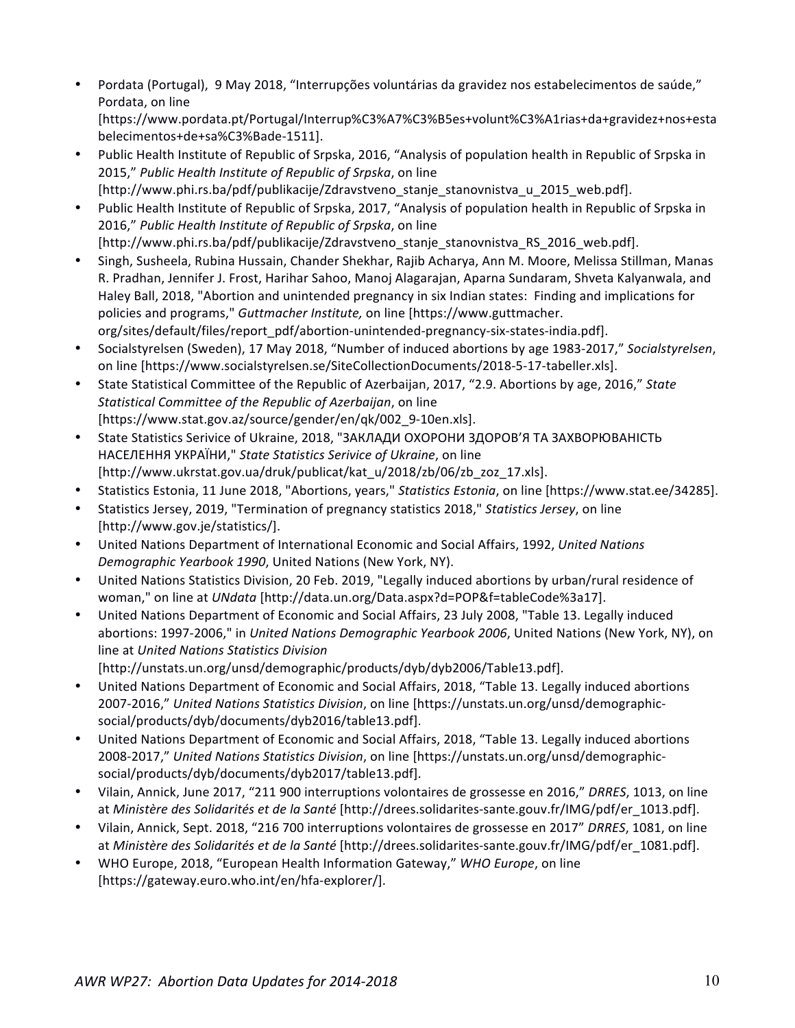- Pordata (Portugal), 9 May 2018, "Interrupções voluntárias da gravidez nos estabelecimentos de saúde," Pordata, on line [https://www.pordata.pt/Portugal/Interrup%C3%A7%C3%B5es+volunt%C3%A1rias+da+gravidez+nos+estabelecimentos+de+sa%C3%Bade-1511].
- Public Health Institute of Republic of Srpska, 2016, "Analysis of population health in Republic of Srpska in 2015," *Public Health Institute of Republic of Srpska*, on line [http://www.phi.rs.ba/pdf/publikacije/Zdravstveno_stanje_stanovnistva_u_2015_web.pdf].
- Public Health Institute of Republic of Srpska, 2017, "Analysis of population health in Republic of Srpska in 2016," *Public Health Institute of Republic of Srpska*, on line [http://www.phi.rs.ba/pdf/publikacije/Zdravstveno_stanje_stanovnistva_RS_2016_web.pdf].
- Singh, Susheela, Rubina Hussain, Chander Shekhar, Rajib Acharya, Ann M. Moore, Melissa Stillman, Manas R. Pradhan, Jennifer J. Frost, Harihar Sahoo, Manoj Alagarajan, Aparna Sundaram, Shveta Kalyanwala, and Haley Ball, 2018, "Abortion and unintended pregnancy in six Indian states: Finding and implications for policies and programs," *Guttmacher Institute,* on line [https://www.guttmacher.org/sites/default/files/report_pdf/abortion-unintended-pregnancy-six-states-india.pdf].
- Socialstyrelsen (Sweden), 17 May 2018, "Number of induced abortions by age 1983-2017," *Socialstyrelsen*, on line [https://www.socialstyrelsen.se/SiteCollectionDocuments/2018-5-17-tabeller.xls].
- State Statistical Committee of the Republic of Azerbaijan, 2017, "2.9. Abortions by age, 2016," *State Statistical Committee of the Republic of Azerbaijan*, on line [https://www.stat.gov.az/source/gender/en/qk/002_9-10en.xls].
- State Statistics Serivice of Ukraine, 2018, "ЗАКЛАДИ ОХОРОНИ ЗДОРОВ'Я ТА ЗАХВОРЮВАНІСТЬ НАСЕЛЕННЯ УКРАЇНИ," *State Statistics Serivice of Ukraine*, on line [http://www.ukrstat.gov.ua/druk/publicat/kat_u/2018/zb/06/zb_zoz_17.xls].
- Statistics Estonia, 11 June 2018, "Abortions, years," *Statistics Estonia*, on line [https://www.stat.ee/34285].
- Statistics Jersey, 2019, "Termination of pregnancy statistics 2018," *Statistics Jersey*, on line [http://www.gov.je/statistics/].
- United Nations Department of International Economic and Social Affairs, 1992, *United Nations Demographic Yearbook 1990*, United Nations (New York, NY).
- United Nations Statistics Division, 20 Feb. 2019, "Legally induced abortions by urban/rural residence of woman," on line at *UNdata* [http://data.un.org/Data.aspx?d=POP&f=tableCode%3a17].
- United Nations Department of Economic and Social Affairs, 23 July 2008, "Table 13. Legally induced abortions: 1997-2006," in *United Nations Demographic Yearbook 2006*, United Nations (New York, NY), on line at *United Nations Statistics Division* [http://unstats.un.org/unsd/demographic/products/dyb/dyb2006/Table13.pdf].
- United Nations Department of Economic and Social Affairs, 2018, "Table 13. Legally induced abortions 2007-2016," *United Nations Statistics Division*, on line [https://unstats.un.org/unsd/demographic-social/products/dyb/documents/dyb2016/table13.pdf].
- United Nations Department of Economic and Social Affairs, 2018, "Table 13. Legally induced abortions 2008-2017," *United Nations Statistics Division*, on line [https://unstats.un.org/unsd/demographic-social/products/dyb/documents/dyb2017/table13.pdf].
- Vilain, Annick, June 2017, "211 900 interruptions volontaires de grossesse en 2016," *DRRES*, 1013, on line at *Ministère des Solidarités et de la Santé* [http://drees.solidarites-sante.gouv.fr/IMG/pdf/er_1013.pdf].
- Vilain, Annick, Sept. 2018, "216 700 interruptions volontaires de grossesse en 2017" *DRRES*, 1081, on line at *Ministère des Solidarités et de la Santé* [http://drees.solidarites-sante.gouv.fr/IMG/pdf/er_1081.pdf].
- WHO Europe, 2018, "European Health Information Gateway," *WHO Europe*, on line [https://gateway.euro.who.int/en/hfa-explorer/].